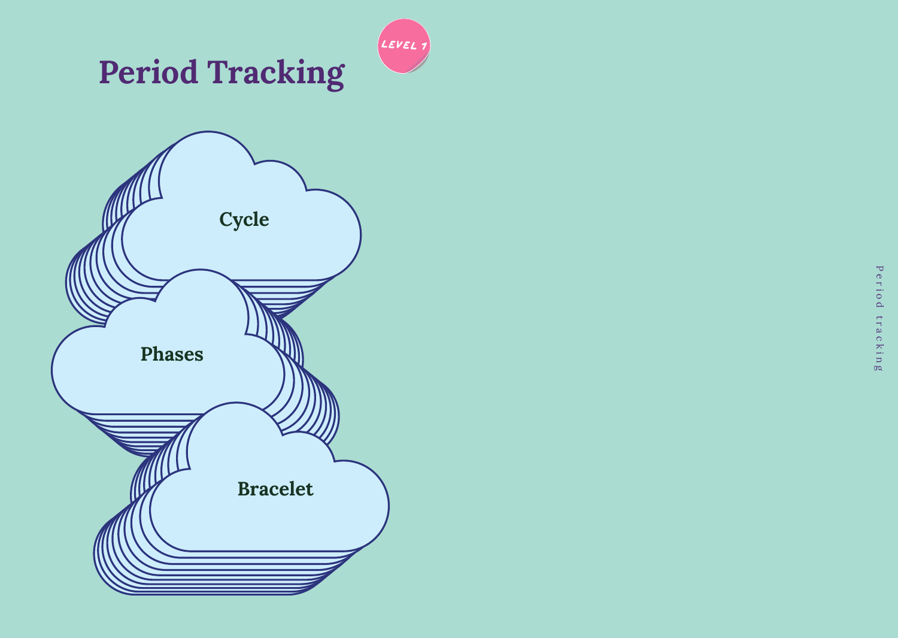# Period Tracking

LEVEL 1

Cycle

Phases

Bracelet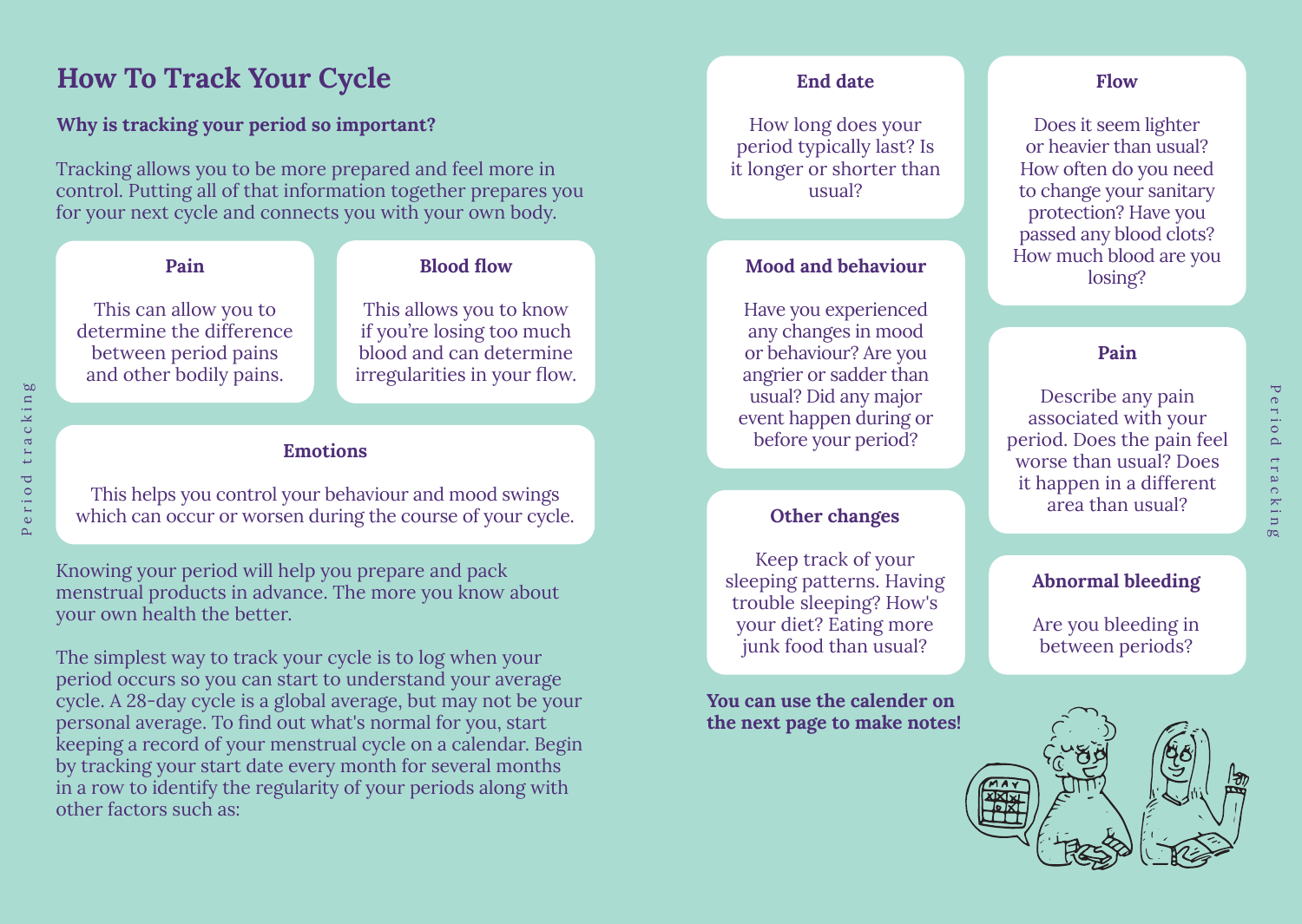# How To Track Your Cycle

**Why is tracking your period so important?**

Tracking allows you to be more prepared and feel more in control. Putting all of that information together prepares you for your next cycle and connects you with your own body.

**Pain**

This can allow you to determine the difference between period pains and other bodily pains.

**Blood flow**

This allows you to know if you're losing too much blood and can determine irregularities in your flow.

**Emotions**

This helps you control your behaviour and mood swings which can occur or worsen during the course of your cycle.

Knowing your period will help you prepare and pack menstrual products in advance. The more you know about your own health the better.

The simplest way to track your cycle is to log when your period occurs so you can start to understand your average cycle. A 28-day cycle is a global average, but may not be your personal average. To find out what's normal for you, start keeping a record of your menstrual cycle on a calendar. Begin by tracking your start date every month for several months in a row to identify the regularity of your periods along with other factors such as:

**End date**

How long does your period typically last? Is it longer or shorter than usual?

**Mood and behaviour**

Have you experienced any changes in mood or behaviour? Are you angrier or sadder than usual? Did any major event happen during or before your period?

**Other changes**

Keep track of your sleeping patterns. Having trouble sleeping? How's your diet? Eating more junk food than usual?

**Flow**

Does it seem lighter or heavier than usual? How often do you need to change your sanitary protection? Have you passed any blood clots? How much blood are you losing?

**Pain**

Describe any pain associated with your period. Does the pain feel worse than usual? Does it happen in a different area than usual?

**Abnormal bleeding**

Are you bleeding in between periods?

**You can use the calender on the next page to make notes!**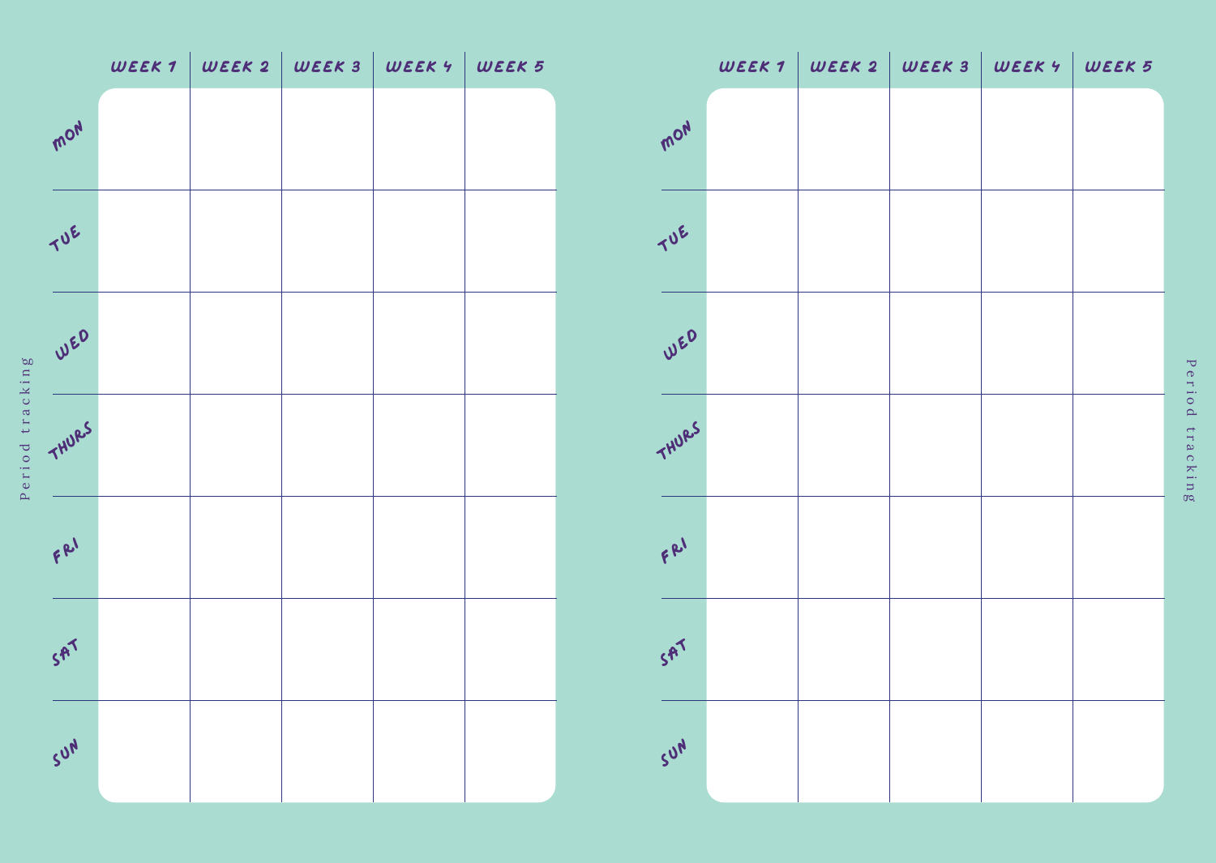Period tracking

| | WEEK 1 | WEEK 2 | WEEK 3 | WEEK 4 | WEEK 5 |
|---|---|---|---|---|---|
| MON | | | | | |
| TUE | | | | | |
| WED | | | | | |
| THURS | | | | | |
| FRI | | | | | |
| SAT | | | | | |
| SUN | | | | | |

Period tracking

| | WEEK 1 | WEEK 2 | WEEK 3 | WEEK 4 | WEEK 5 |
|---|---|---|---|---|---|
| MON | | | | | |
| TUE | | | | | |
| WED | | | | | |
| THURS | | | | | |
| FRI | | | | | |
| SAT | | | | | |
| SUN | | | | | |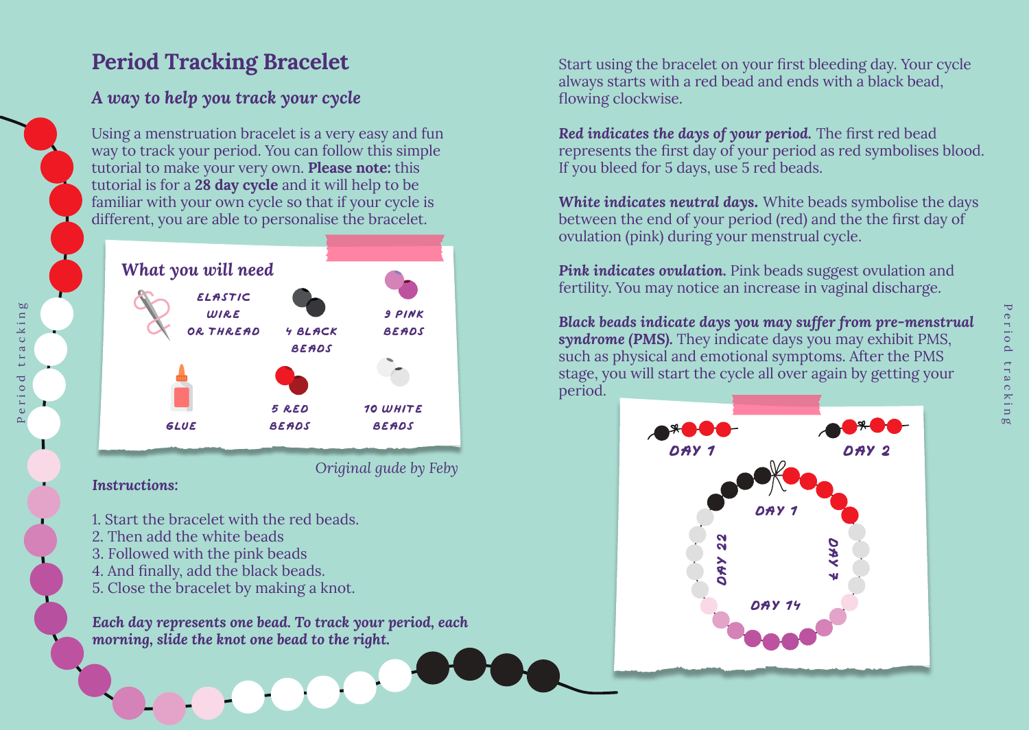# Period Tracking Bracelet

## *A way to help you track your cycle*

Using a menstruation bracelet is a very easy and fun way to track your period. You can follow this simple tutorial to make your very own. **Please note:** this tutorial is for a **28 day cycle** and it will help to be familiar with your own cycle so that if your cycle is different, you are able to personalise the bracelet.

### What you will need

- Elastic wire or thread
- 4 black beads
- 9 pink beads
- Glue
- 5 red beads
- 10 white beads

*Original gude by Feby*

***Instructions:***

1. Start the bracelet with the red beads.
2. Then add the white beads
3. Followed with the pink beads
4. And finally, add the black beads.
5. Close the bracelet by making a knot.

***Each day represents one bead. To track your period, each morning, slide the knot one bead to the right.***

Start using the bracelet on your first bleeding day. Your cycle always starts with a red bead and ends with a black bead, flowing clockwise.

***Red indicates the days of your period.*** The first red bead represents the first day of your period as red symbolises blood. If you bleed for 5 days, use 5 red beads.

***White indicates neutral days.*** White beads symbolise the days between the end of your period (red) and the the first day of ovulation (pink) during your menstrual cycle.

***Pink indicates ovulation.*** Pink beads suggest ovulation and fertility. You may notice an increase in vaginal discharge.

***Black beads indicate days you may suffer from pre-menstrual syndrome (PMS).*** They indicate days you may exhibit PMS, such as physical and emotional symptoms. After the PMS stage, you will start the cycle all over again by getting your period.

DAY 1 DAY 2

DAY 1 DAY 7 DAY 14 DAY 22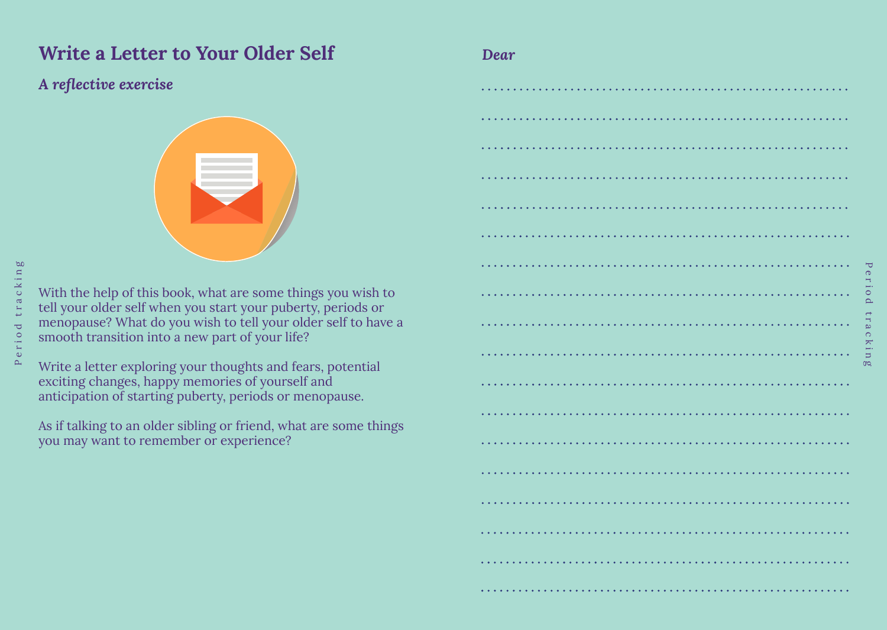# Write a Letter to Your Older Self

***A reflective exercise***

With the help of this book, what are some things you wish to tell your older self when you start your puberty, periods or menopause? What do you wish to tell your older self to have a smooth transition into a new part of your life?

Write a letter exploring your thoughts and fears, potential exciting changes, happy memories of yourself and anticipation of starting puberty, periods or menopause.

As if talking to an older sibling or friend, what are some things you may want to remember or experience?

***Dear***